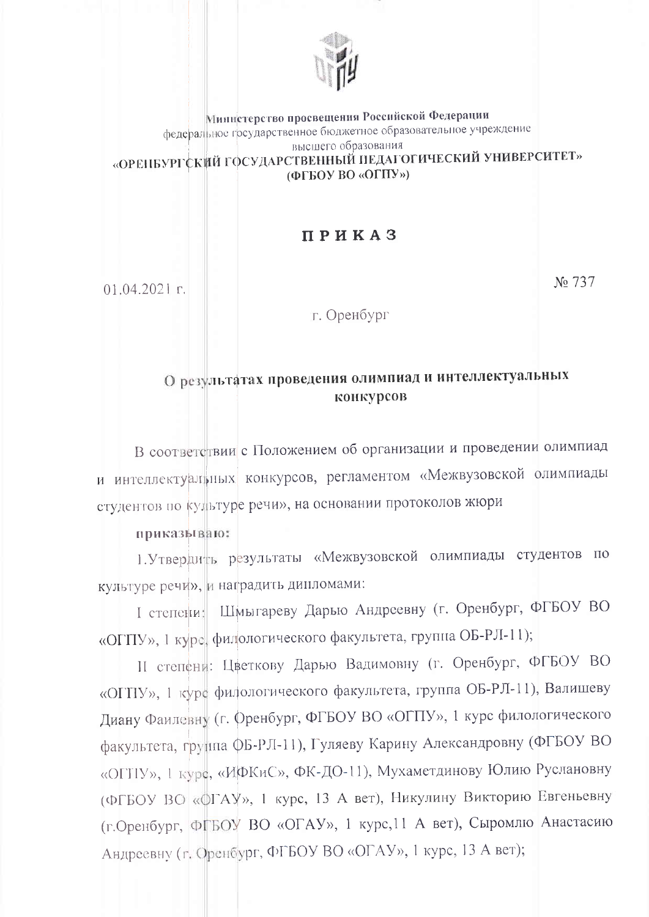Министерство просвещения Российской Федерации
федеральное государственное бюджетное образовательное учреждение
высшего образования
**«ОРЕНБУРГСКИЙ ГОСУДАРСТВЕННЫЙ ПЕДАГОГИЧЕСКИЙ УНИВЕРСИТЕТ»**
**(ФГБОУ ВО «ОГПУ»)**

# ПРИКАЗ

01.04.2021 г. № 737

г. Оренбург

## О результатах проведения олимпиад и интеллектуальных конкурсов

В соответствии с Положением об организации и проведении олимпиад и интеллектуальных конкурсов, регламентом «Межвузовской олимпиады студентов по культуре речи», на основании протоколов жюри

**приказываю:**

1.Утвердить результаты «Межвузовской олимпиады студентов по культуре речи», и наградить дипломами:

I степени: Шмыгареву Дарью Андреевну (г. Оренбург, ФГБОУ ВО «ОГПУ», 1 курс, филологического факультета, группа ОБ-РЛ-11);

II степени: Цветкову Дарью Вадимовну (г. Оренбург, ФГБОУ ВО «ОГПУ», 1 курс филологического факультета, группа ОБ-РЛ-11), Валишеву Диану Фаилевну (г. Оренбург, ФГБОУ ВО «ОГПУ», 1 курс филологического факультета, группа ОБ-РЛ-11), Гуляеву Карину Александровну (ФГБОУ ВО «ОГПУ», 1 курс, «ИФКиС», ФК-ДО-11), Мухаметдинову Юлию Руслановну (ФГБОУ ВО «ОГАУ», 1 курс, 13 А вет), Никулину Викторию Евгеньевну (г.Оренбург, ФГБОУ ВО «ОГАУ», 1 курс,11 А вет), Сыромлю Анастасию Андреевну (г. Оренбург, ФГБОУ ВО «ОГАУ», 1 курс, 13 А вет);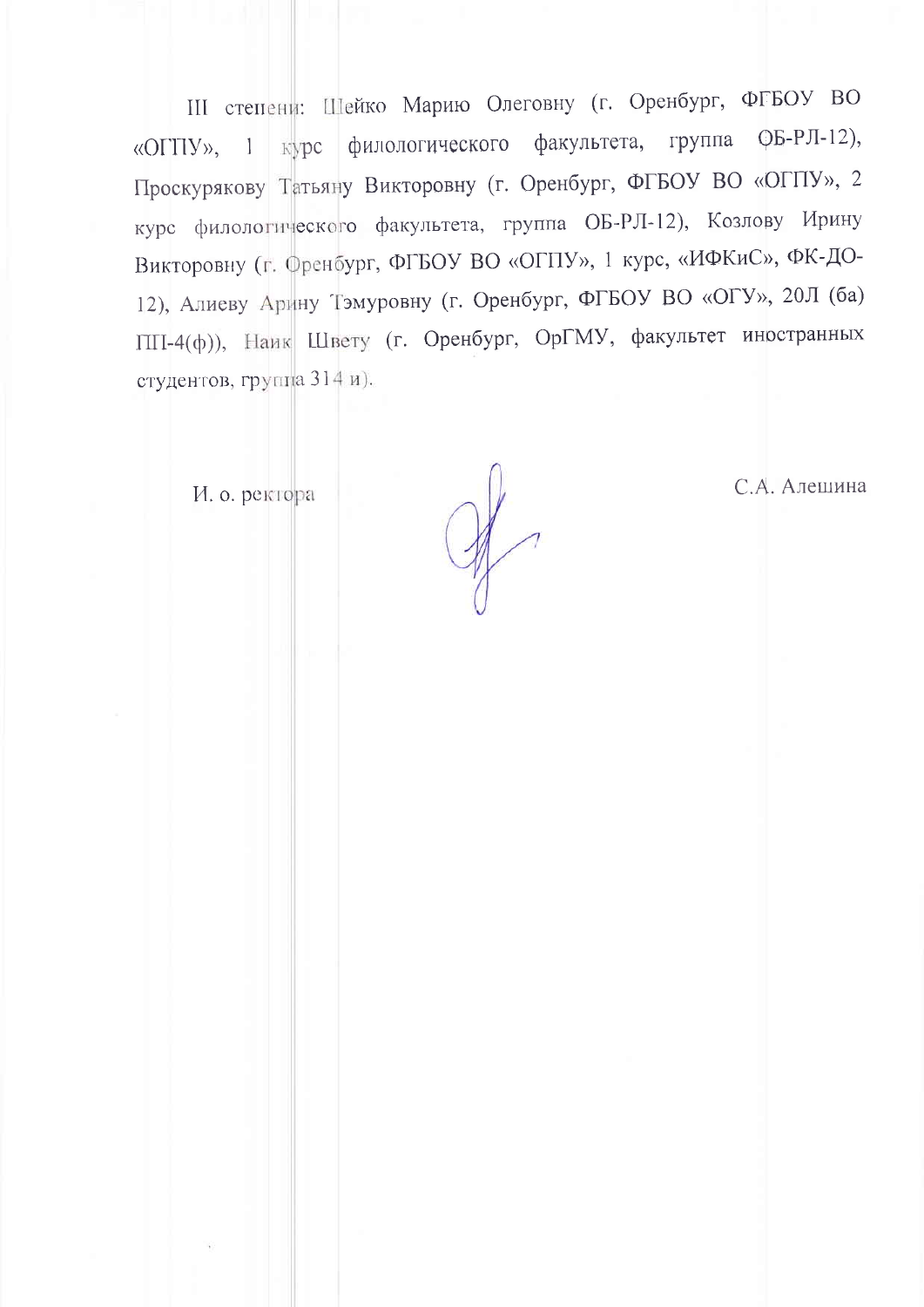III степени: Шейко Марию Олеговну (г. Оренбург, ФГБОУ ВО «ОГПУ», 1 курс филологического факультета, группа ОБ-РЛ-12), Проскурякову Татьяну Викторовну (г. Оренбург, ФГБОУ ВО «ОГПУ», 2 курс филологического факультета, группа ОБ-РЛ-12), Козлову Ирину Викторовну (г. Оренбург, ФГБОУ ВО «ОГПУ», 1 курс, «ИФКиС», ФК-ДО-12), Алиеву Арину Тэмуровну (г. Оренбург, ФГБОУ ВО «ОГУ», 20Л (ба) ПП-4(ф)), Наик Швету (г. Оренбург, ОрГМУ, факультет иностранных студентов, группа 314 и).

И. о. ректора С.А. Алешина